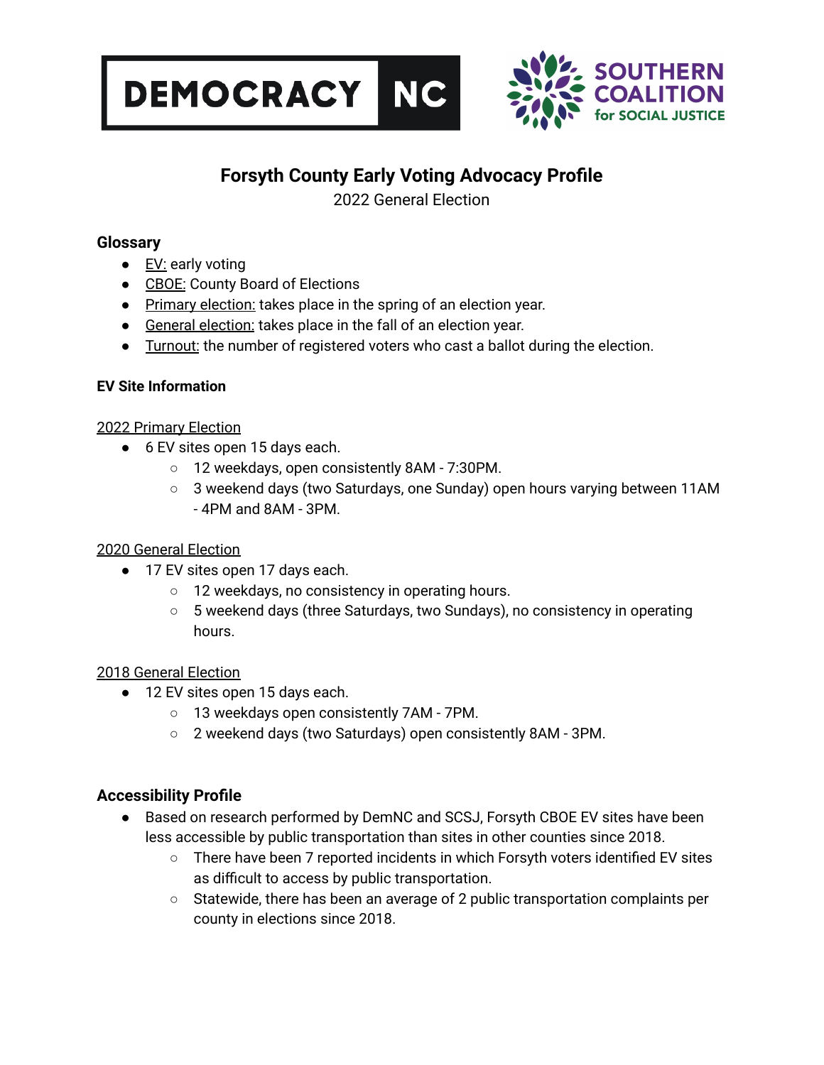DEMOCRACY NC

SOUTHERN COALITION for SOCIAL JUSTICE

# Forsyth County Early Voting Advocacy Profile

2022 General Election

## Glossary

- EV: early voting
- CBOE: County Board of Elections
- Primary election: takes place in the spring of an election year.
- General election: takes place in the fall of an election year.
- Turnout: the number of registered voters who cast a ballot during the election.

### EV Site Information

2022 Primary Election

- 6 EV sites open 15 days each.
  - 12 weekdays, open consistently 8AM - 7:30PM.
  - 3 weekend days (two Saturdays, one Sunday) open hours varying between 11AM - 4PM and 8AM - 3PM.

2020 General Election

- 17 EV sites open 17 days each.
  - 12 weekdays, no consistency in operating hours.
  - 5 weekend days (three Saturdays, two Sundays), no consistency in operating hours.

2018 General Election

- 12 EV sites open 15 days each.
  - 13 weekdays open consistently 7AM - 7PM.
  - 2 weekend days (two Saturdays) open consistently 8AM - 3PM.

## Accessibility Profile

- Based on research performed by DemNC and SCSJ, Forsyth CBOE EV sites have been less accessible by public transportation than sites in other counties since 2018.
  - There have been 7 reported incidents in which Forsyth voters identified EV sites as difficult to access by public transportation.
  - Statewide, there has been an average of 2 public transportation complaints per county in elections since 2018.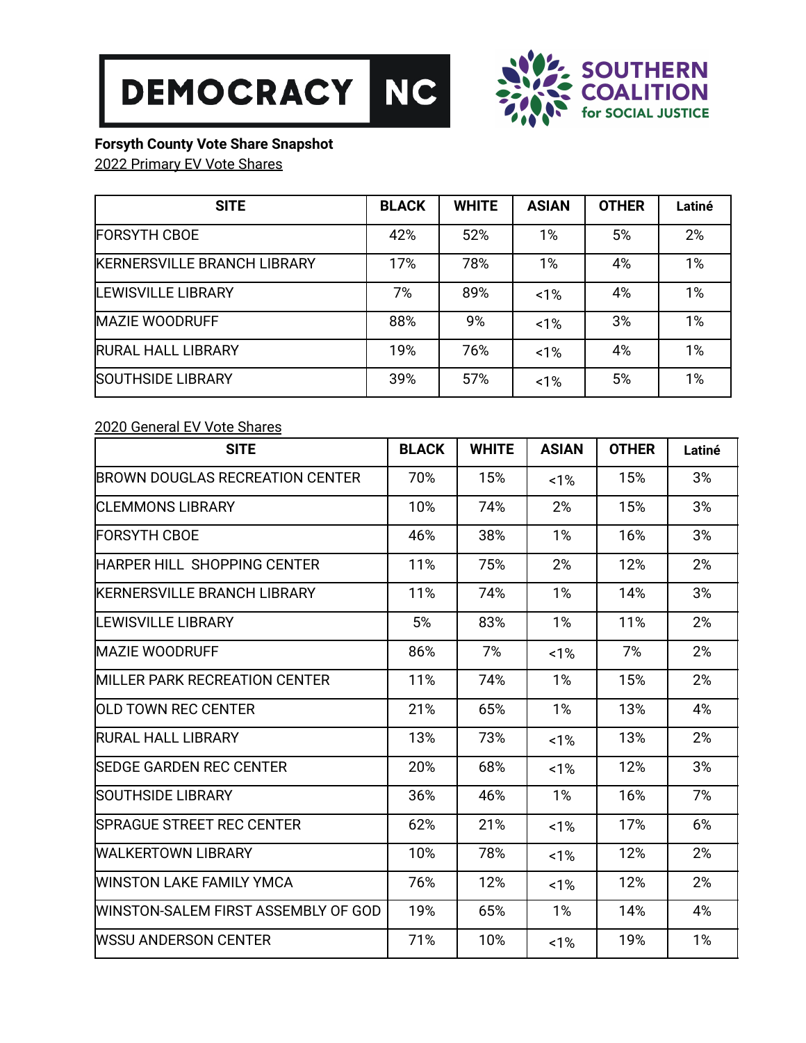**Forsyth County Vote Share Snapshot**

2022 Primary EV Vote Shares

| SITE | BLACK | WHITE | ASIAN | OTHER | Latiné |
|---|---|---|---|---|---|
| FORSYTH CBOE | 42% | 52% | 1% | 5% | 2% |
| KERNERSVILLE BRANCH LIBRARY | 17% | 78% | 1% | 4% | 1% |
| LEWISVILLE LIBRARY | 7% | 89% | <1% | 4% | 1% |
| MAZIE WOODRUFF | 88% | 9% | <1% | 3% | 1% |
| RURAL HALL LIBRARY | 19% | 76% | <1% | 4% | 1% |
| SOUTHSIDE LIBRARY | 39% | 57% | <1% | 5% | 1% |

2020 General EV Vote Shares

| SITE | BLACK | WHITE | ASIAN | OTHER | Latiné |
|---|---|---|---|---|---|
| BROWN DOUGLAS RECREATION CENTER | 70% | 15% | <1% | 15% | 3% |
| CLEMMONS LIBRARY | 10% | 74% | 2% | 15% | 3% |
| FORSYTH CBOE | 46% | 38% | 1% | 16% | 3% |
| HARPER HILL SHOPPING CENTER | 11% | 75% | 2% | 12% | 2% |
| KERNERSVILLE BRANCH LIBRARY | 11% | 74% | 1% | 14% | 3% |
| LEWISVILLE LIBRARY | 5% | 83% | 1% | 11% | 2% |
| MAZIE WOODRUFF | 86% | 7% | <1% | 7% | 2% |
| MILLER PARK RECREATION CENTER | 11% | 74% | 1% | 15% | 2% |
| OLD TOWN REC CENTER | 21% | 65% | 1% | 13% | 4% |
| RURAL HALL LIBRARY | 13% | 73% | <1% | 13% | 2% |
| SEDGE GARDEN REC CENTER | 20% | 68% | <1% | 12% | 3% |
| SOUTHSIDE LIBRARY | 36% | 46% | 1% | 16% | 7% |
| SPRAGUE STREET REC CENTER | 62% | 21% | <1% | 17% | 6% |
| WALKERTOWN LIBRARY | 10% | 78% | <1% | 12% | 2% |
| WINSTON LAKE FAMILY YMCA | 76% | 12% | <1% | 12% | 2% |
| WINSTON-SALEM FIRST ASSEMBLY OF GOD | 19% | 65% | 1% | 14% | 4% |
| WSSU ANDERSON CENTER | 71% | 10% | <1% | 19% | 1% |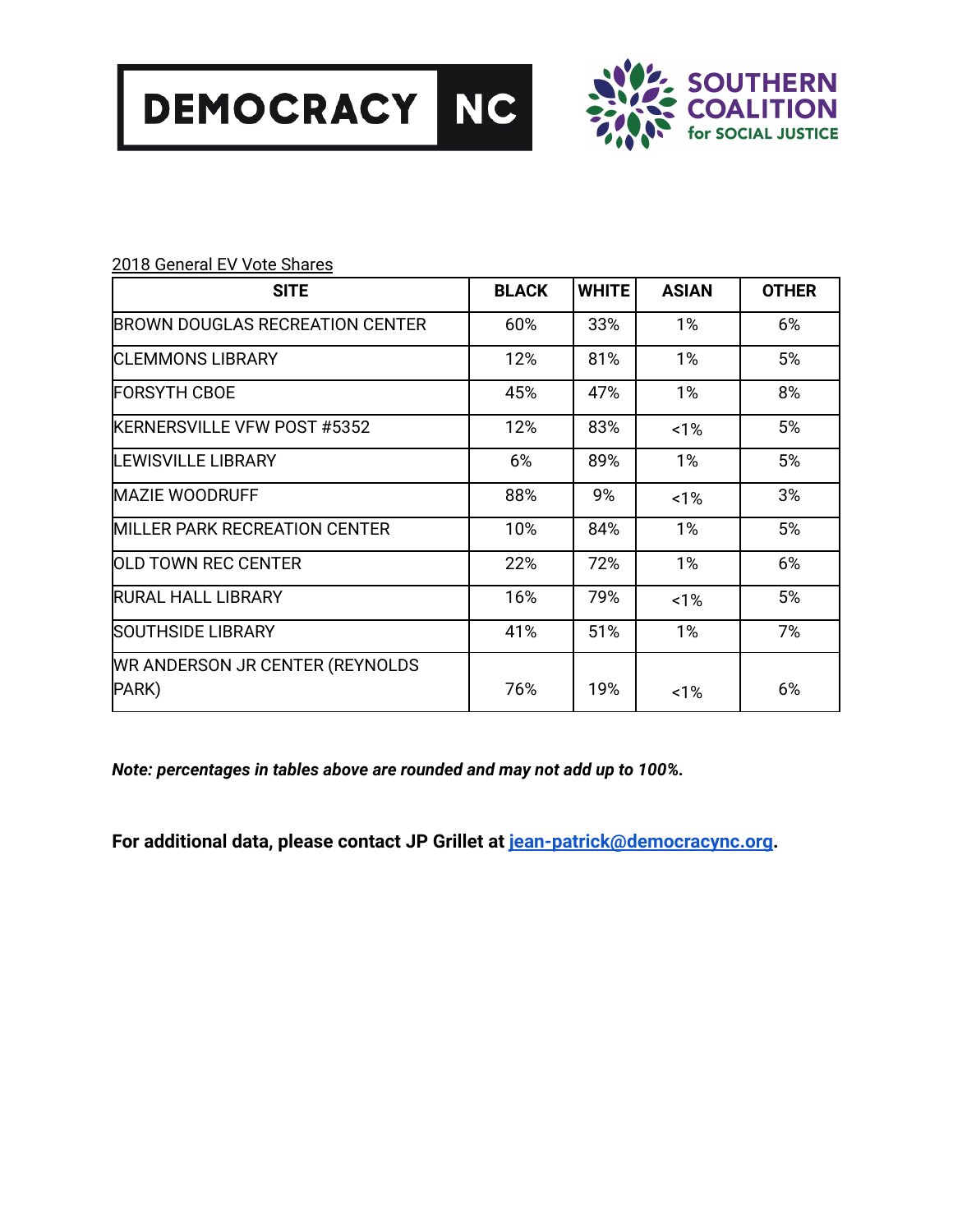DEMOCRACY NC

SOUTHERN COALITION for SOCIAL JUSTICE

2018 General EV Vote Shares

| SITE | BLACK | WHITE | ASIAN | OTHER |
|---|---|---|---|---|
| BROWN DOUGLAS RECREATION CENTER | 60% | 33% | 1% | 6% |
| CLEMMONS LIBRARY | 12% | 81% | 1% | 5% |
| FORSYTH CBOE | 45% | 47% | 1% | 8% |
| KERNERSVILLE VFW POST #5352 | 12% | 83% | <1% | 5% |
| LEWISVILLE LIBRARY | 6% | 89% | 1% | 5% |
| MAZIE WOODRUFF | 88% | 9% | <1% | 3% |
| MILLER PARK RECREATION CENTER | 10% | 84% | 1% | 5% |
| OLD TOWN REC CENTER | 22% | 72% | 1% | 6% |
| RURAL HALL LIBRARY | 16% | 79% | <1% | 5% |
| SOUTHSIDE LIBRARY | 41% | 51% | 1% | 7% |
| WR ANDERSON JR CENTER (REYNOLDS PARK) | 76% | 19% | <1% | 6% |

***Note: percentages in tables above are rounded and may not add up to 100%.***

**For additional data, please contact JP Grillet at jean-patrick@democracync.org.**